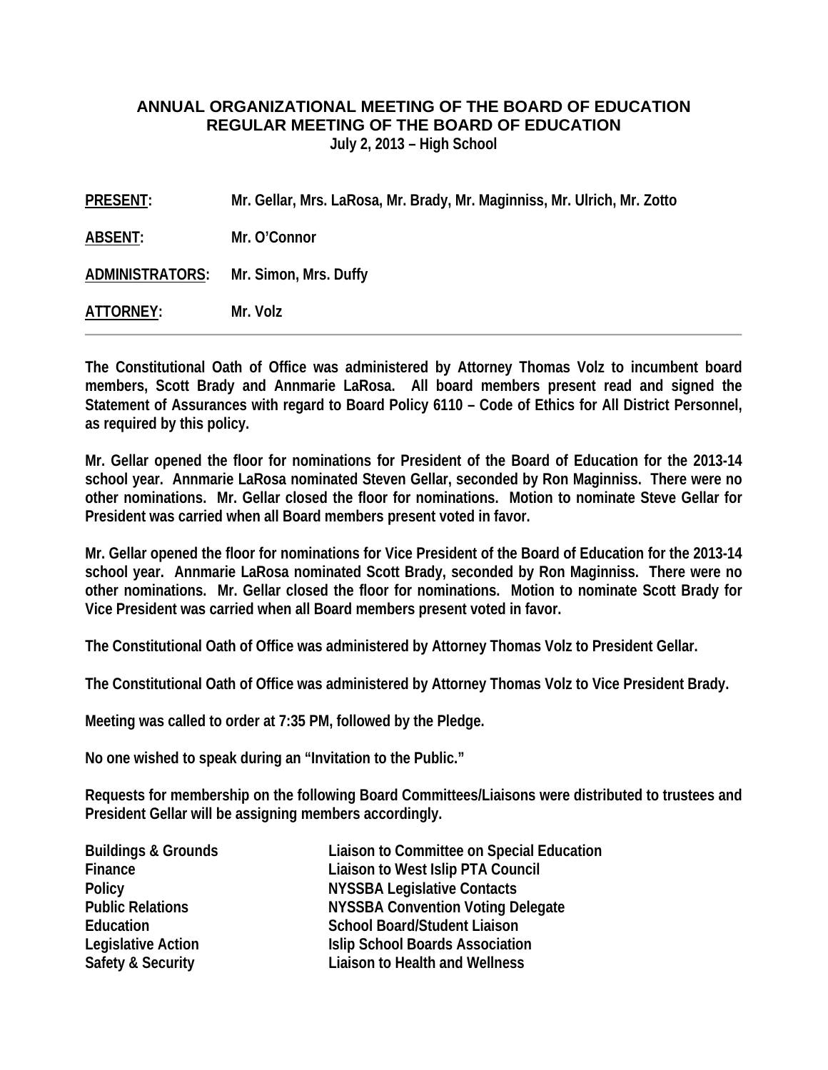# ANNUAL ORGANIZATIONAL MEETING OF THE BOARD OF EDUCATION
# REGULAR MEETING OF THE BOARD OF EDUCATION

**July 2, 2013 – High School**

**PRESENT:** Mr. Gellar, Mrs. LaRosa, Mr. Brady, Mr. Maginniss, Mr. Ulrich, Mr. Zotto

**ABSENT:** Mr. O'Connor

**ADMINISTRATORS:** Mr. Simon, Mrs. Duffy

**ATTORNEY:** Mr. Volz

---

The Constitutional Oath of Office was administered by Attorney Thomas Volz to incumbent board members, Scott Brady and Annmarie LaRosa. All board members present read and signed the Statement of Assurances with regard to Board Policy 6110 – Code of Ethics for All District Personnel, as required by this policy.

Mr. Gellar opened the floor for nominations for President of the Board of Education for the 2013-14 school year. Annmarie LaRosa nominated Steven Gellar, seconded by Ron Maginniss. There were no other nominations. Mr. Gellar closed the floor for nominations. Motion to nominate Steve Gellar for President was carried when all Board members present voted in favor.

Mr. Gellar opened the floor for nominations for Vice President of the Board of Education for the 2013-14 school year. Annmarie LaRosa nominated Scott Brady, seconded by Ron Maginniss. There were no other nominations. Mr. Gellar closed the floor for nominations. Motion to nominate Scott Brady for Vice President was carried when all Board members present voted in favor.

The Constitutional Oath of Office was administered by Attorney Thomas Volz to President Gellar.

The Constitutional Oath of Office was administered by Attorney Thomas Volz to Vice President Brady.

Meeting was called to order at 7:35 PM, followed by the Pledge.

No one wished to speak during an "Invitation to the Public."

Requests for membership on the following Board Committees/Liaisons were distributed to trustees and President Gellar will be assigning members accordingly.

| | |
|---|---|
| Buildings & Grounds | Liaison to Committee on Special Education |
| Finance | Liaison to West Islip PTA Council |
| Policy | NYSSBA Legislative Contacts |
| Public Relations | NYSSBA Convention Voting Delegate |
| Education | School Board/Student Liaison |
| Legislative Action | Islip School Boards Association |
| Safety & Security | Liaison to Health and Wellness |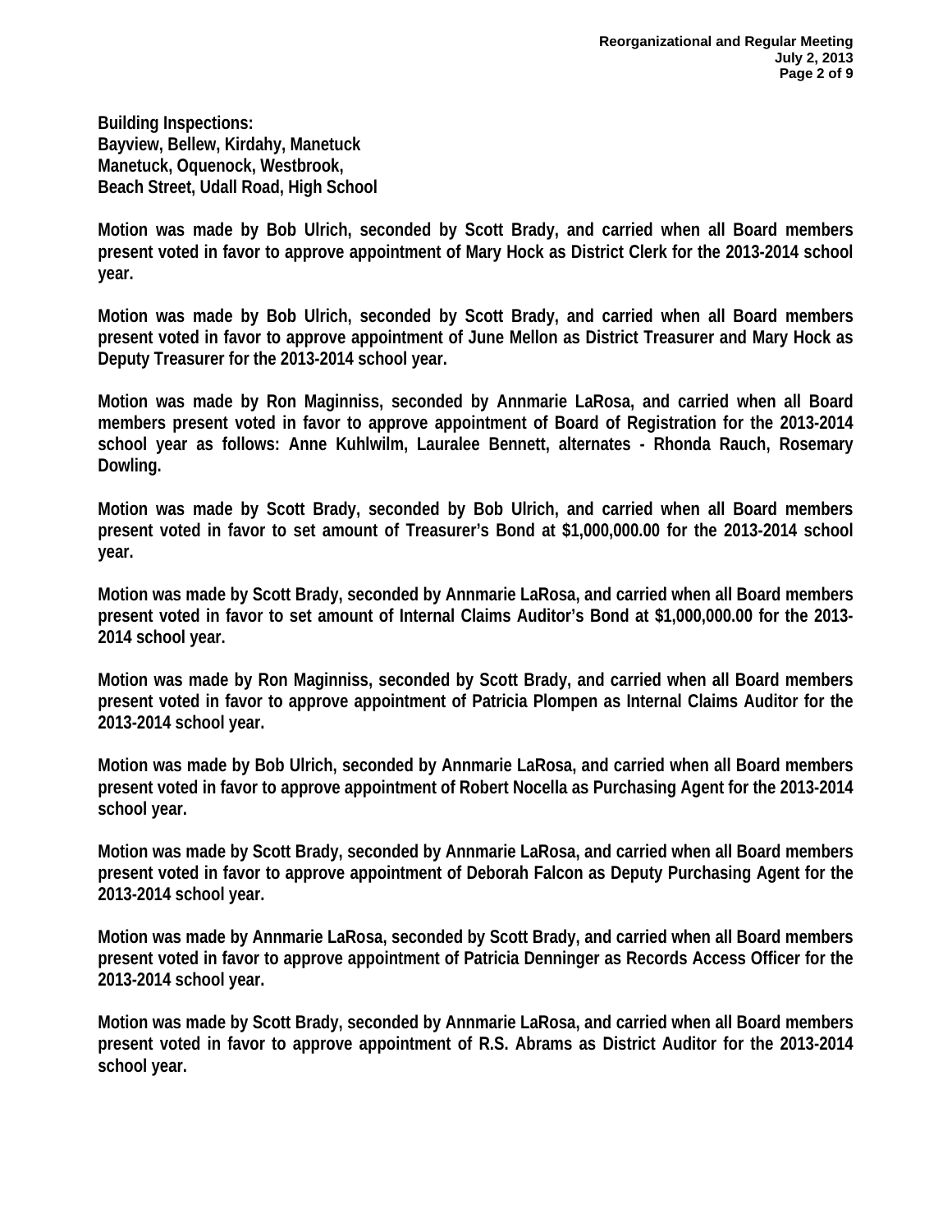**Building Inspections:**
**Bayview, Bellew, Kirdahy, Manetuck**
**Manetuck, Oquenock, Westbrook,**
**Beach Street, Udall Road, High School**

**Motion was made by Bob Ulrich, seconded by Scott Brady, and carried when all Board members present voted in favor to approve appointment of Mary Hock as District Clerk for the 2013-2014 school year.**

**Motion was made by Bob Ulrich, seconded by Scott Brady, and carried when all Board members present voted in favor to approve appointment of June Mellon as District Treasurer and Mary Hock as Deputy Treasurer for the 2013-2014 school year.**

**Motion was made by Ron Maginniss, seconded by Annmarie LaRosa, and carried when all Board members present voted in favor to approve appointment of Board of Registration for the 2013-2014 school year as follows: Anne Kuhlwilm, Lauralee Bennett, alternates - Rhonda Rauch, Rosemary Dowling.**

**Motion was made by Scott Brady, seconded by Bob Ulrich, and carried when all Board members present voted in favor to set amount of Treasurer's Bond at $1,000,000.00 for the 2013-2014 school year.**

**Motion was made by Scott Brady, seconded by Annmarie LaRosa, and carried when all Board members present voted in favor to set amount of Internal Claims Auditor's Bond at $1,000,000.00 for the 2013-2014 school year.**

**Motion was made by Ron Maginniss, seconded by Scott Brady, and carried when all Board members present voted in favor to approve appointment of Patricia Plompen as Internal Claims Auditor for the 2013-2014 school year.**

**Motion was made by Bob Ulrich, seconded by Annmarie LaRosa, and carried when all Board members present voted in favor to approve appointment of Robert Nocella as Purchasing Agent for the 2013-2014 school year.**

**Motion was made by Scott Brady, seconded by Annmarie LaRosa, and carried when all Board members present voted in favor to approve appointment of Deborah Falcon as Deputy Purchasing Agent for the 2013-2014 school year.**

**Motion was made by Annmarie LaRosa, seconded by Scott Brady, and carried when all Board members present voted in favor to approve appointment of Patricia Denninger as Records Access Officer for the 2013-2014 school year.**

**Motion was made by Scott Brady, seconded by Annmarie LaRosa, and carried when all Board members present voted in favor to approve appointment of R.S. Abrams as District Auditor for the 2013-2014 school year.**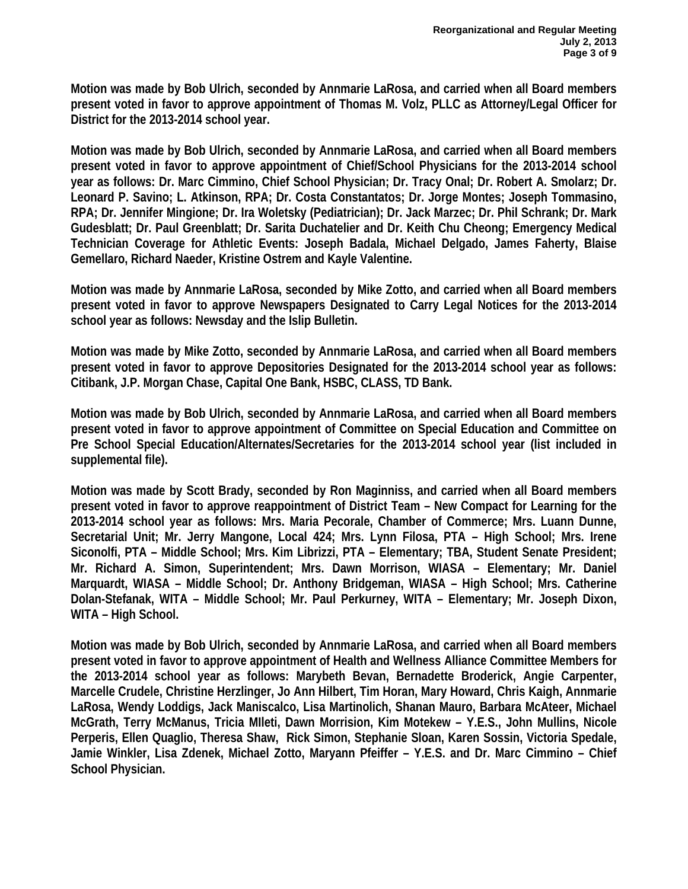**Motion was made by Bob Ulrich, seconded by Annmarie LaRosa, and carried when all Board members present voted in favor to approve appointment of Thomas M. Volz, PLLC as Attorney/Legal Officer for District for the 2013-2014 school year.**

**Motion was made by Bob Ulrich, seconded by Annmarie LaRosa, and carried when all Board members present voted in favor to approve appointment of Chief/School Physicians for the 2013-2014 school year as follows: Dr. Marc Cimmino, Chief School Physician; Dr. Tracy Onal; Dr. Robert A. Smolarz; Dr. Leonard P. Savino; L. Atkinson, RPA; Dr. Costa Constantatos; Dr. Jorge Montes; Joseph Tommasino, RPA; Dr. Jennifer Mingione; Dr. Ira Woletsky (Pediatrician); Dr. Jack Marzec; Dr. Phil Schrank; Dr. Mark Gudesblatt; Dr. Paul Greenblatt; Dr. Sarita Duchatelier and Dr. Keith Chu Cheong; Emergency Medical Technician Coverage for Athletic Events: Joseph Badala, Michael Delgado, James Faherty, Blaise Gemellaro, Richard Naeder, Kristine Ostrem and Kayle Valentine.**

**Motion was made by Annmarie LaRosa, seconded by Mike Zotto, and carried when all Board members present voted in favor to approve Newspapers Designated to Carry Legal Notices for the 2013-2014 school year as follows: Newsday and the Islip Bulletin.**

**Motion was made by Mike Zotto, seconded by Annmarie LaRosa, and carried when all Board members present voted in favor to approve Depositories Designated for the 2013-2014 school year as follows: Citibank, J.P. Morgan Chase, Capital One Bank, HSBC, CLASS, TD Bank.**

**Motion was made by Bob Ulrich, seconded by Annmarie LaRosa, and carried when all Board members present voted in favor to approve appointment of Committee on Special Education and Committee on Pre School Special Education/Alternates/Secretaries for the 2013-2014 school year (list included in supplemental file).**

**Motion was made by Scott Brady, seconded by Ron Maginniss, and carried when all Board members present voted in favor to approve reappointment of District Team – New Compact for Learning for the 2013-2014 school year as follows: Mrs. Maria Pecorale, Chamber of Commerce; Mrs. Luann Dunne, Secretarial Unit; Mr. Jerry Mangone, Local 424; Mrs. Lynn Filosa, PTA – High School; Mrs. Irene Siconolfi, PTA – Middle School; Mrs. Kim Librizzi, PTA – Elementary; TBA, Student Senate President; Mr. Richard A. Simon, Superintendent; Mrs. Dawn Morrison, WIASA – Elementary; Mr. Daniel Marquardt, WIASA – Middle School; Dr. Anthony Bridgeman, WIASA – High School; Mrs. Catherine Dolan-Stefanak, WITA – Middle School; Mr. Paul Perkurney, WITA – Elementary; Mr. Joseph Dixon, WITA – High School.**

**Motion was made by Bob Ulrich, seconded by Annmarie LaRosa, and carried when all Board members present voted in favor to approve appointment of Health and Wellness Alliance Committee Members for the 2013-2014 school year as follows: Marybeth Bevan, Bernadette Broderick, Angie Carpenter, Marcelle Crudele, Christine Herzlinger, Jo Ann Hilbert, Tim Horan, Mary Howard, Chris Kaigh, Annmarie LaRosa, Wendy Loddigs, Jack Maniscalco, Lisa Martinolich, Shanan Mauro, Barbara McAteer, Michael McGrath, Terry McManus, Tricia MIleti, Dawn Morrision, Kim Motekew – Y.E.S., John Mullins, Nicole Perperis, Ellen Quaglio, Theresa Shaw, Rick Simon, Stephanie Sloan, Karen Sossin, Victoria Spedale, Jamie Winkler, Lisa Zdenek, Michael Zotto, Maryann Pfeiffer – Y.E.S. and Dr. Marc Cimmino – Chief School Physician.**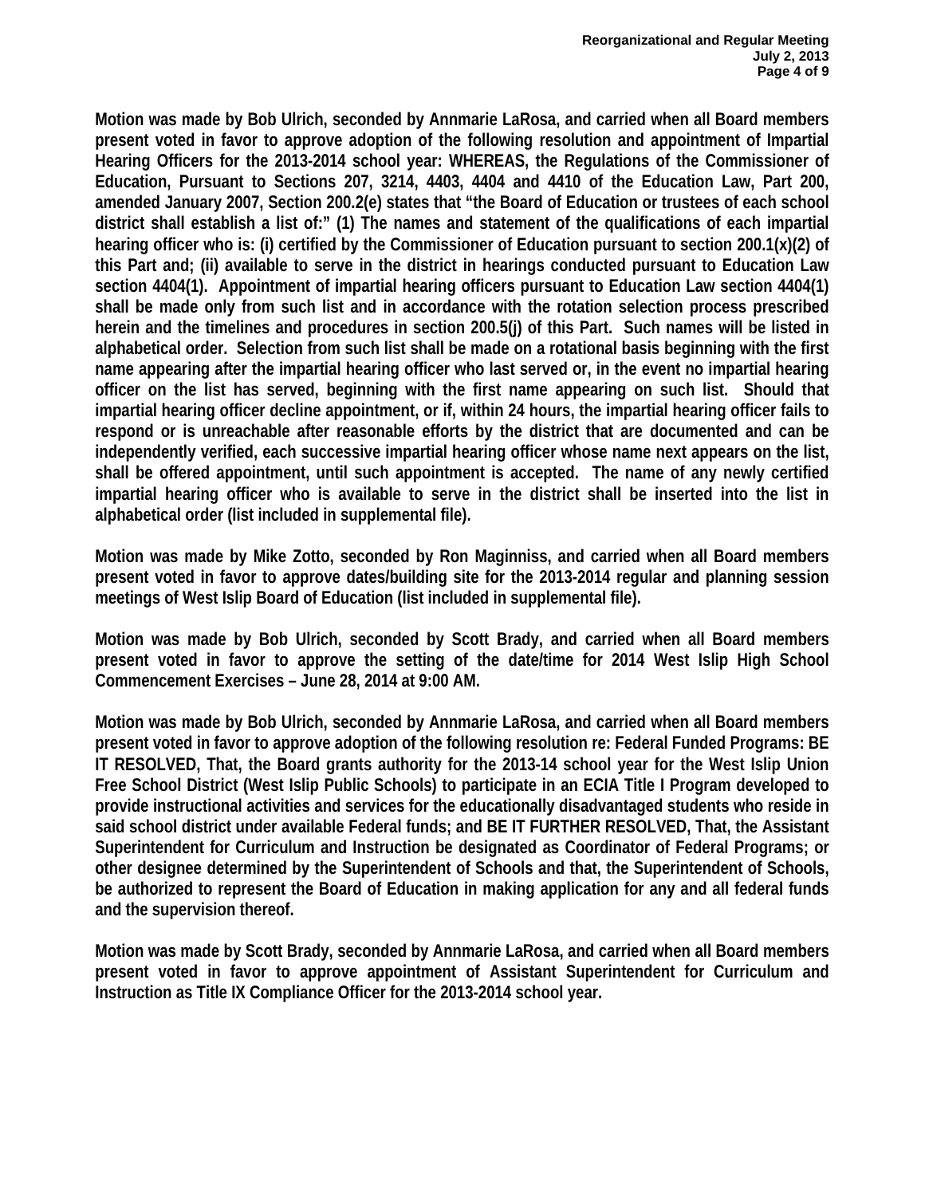**Motion was made by Bob Ulrich, seconded by Annmarie LaRosa, and carried when all Board members present voted in favor to approve adoption of the following resolution and appointment of Impartial Hearing Officers for the 2013-2014 school year: WHEREAS, the Regulations of the Commissioner of Education, Pursuant to Sections 207, 3214, 4403, 4404 and 4410 of the Education Law, Part 200, amended January 2007, Section 200.2(e) states that "the Board of Education or trustees of each school district shall establish a list of:" (1) The names and statement of the qualifications of each impartial hearing officer who is: (i) certified by the Commissioner of Education pursuant to section 200.1(x)(2) of this Part and; (ii) available to serve in the district in hearings conducted pursuant to Education Law section 4404(1). Appointment of impartial hearing officers pursuant to Education Law section 4404(1) shall be made only from such list and in accordance with the rotation selection process prescribed herein and the timelines and procedures in section 200.5(j) of this Part. Such names will be listed in alphabetical order. Selection from such list shall be made on a rotational basis beginning with the first name appearing after the impartial hearing officer who last served or, in the event no impartial hearing officer on the list has served, beginning with the first name appearing on such list. Should that impartial hearing officer decline appointment, or if, within 24 hours, the impartial hearing officer fails to respond or is unreachable after reasonable efforts by the district that are documented and can be independently verified, each successive impartial hearing officer whose name next appears on the list, shall be offered appointment, until such appointment is accepted. The name of any newly certified impartial hearing officer who is available to serve in the district shall be inserted into the list in alphabetical order (list included in supplemental file).**

**Motion was made by Mike Zotto, seconded by Ron Maginniss, and carried when all Board members present voted in favor to approve dates/building site for the 2013-2014 regular and planning session meetings of West Islip Board of Education (list included in supplemental file).**

**Motion was made by Bob Ulrich, seconded by Scott Brady, and carried when all Board members present voted in favor to approve the setting of the date/time for 2014 West Islip High School Commencement Exercises – June 28, 2014 at 9:00 AM.**

**Motion was made by Bob Ulrich, seconded by Annmarie LaRosa, and carried when all Board members present voted in favor to approve adoption of the following resolution re: Federal Funded Programs: BE IT RESOLVED, That, the Board grants authority for the 2013-14 school year for the West Islip Union Free School District (West Islip Public Schools) to participate in an ECIA Title I Program developed to provide instructional activities and services for the educationally disadvantaged students who reside in said school district under available Federal funds; and BE IT FURTHER RESOLVED, That, the Assistant Superintendent for Curriculum and Instruction be designated as Coordinator of Federal Programs; or other designee determined by the Superintendent of Schools and that, the Superintendent of Schools, be authorized to represent the Board of Education in making application for any and all federal funds and the supervision thereof.**

**Motion was made by Scott Brady, seconded by Annmarie LaRosa, and carried when all Board members present voted in favor to approve appointment of Assistant Superintendent for Curriculum and Instruction as Title IX Compliance Officer for the 2013-2014 school year.**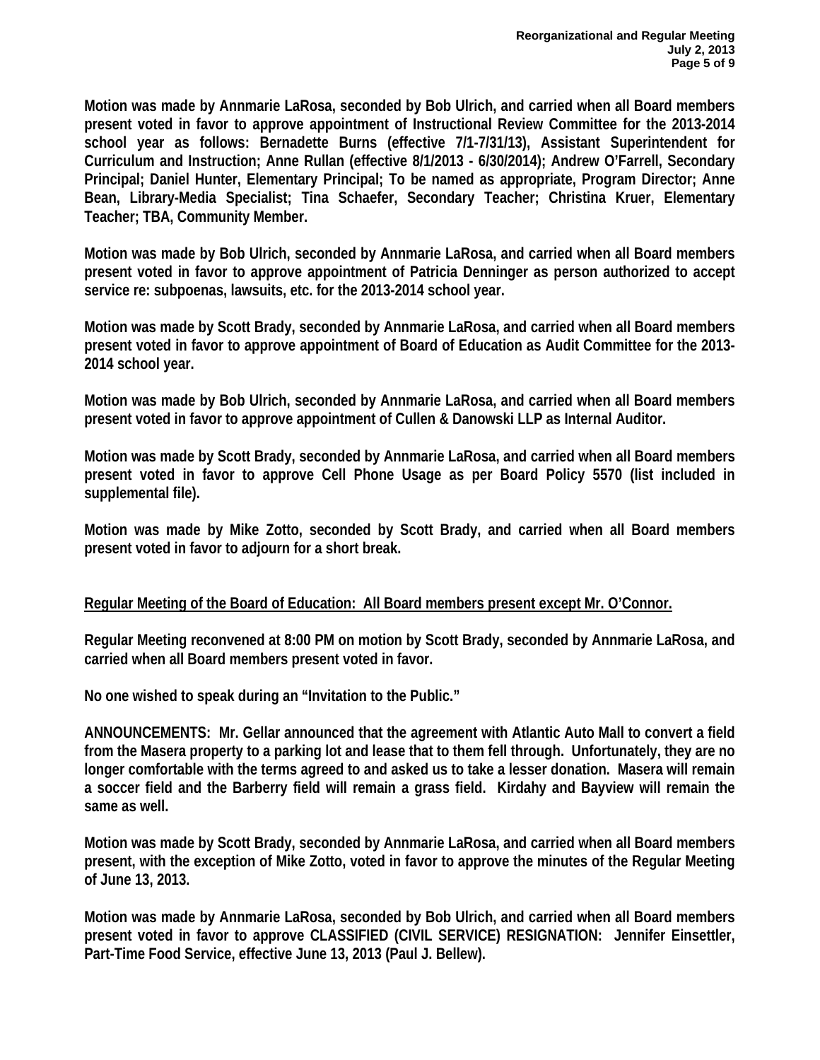**Motion was made by Annmarie LaRosa, seconded by Bob Ulrich, and carried when all Board members present voted in favor to approve appointment of Instructional Review Committee for the 2013-2014 school year as follows: Bernadette Burns (effective 7/1-7/31/13), Assistant Superintendent for Curriculum and Instruction; Anne Rullan (effective 8/1/2013 - 6/30/2014); Andrew O'Farrell, Secondary Principal; Daniel Hunter, Elementary Principal; To be named as appropriate, Program Director; Anne Bean, Library-Media Specialist; Tina Schaefer, Secondary Teacher; Christina Kruer, Elementary Teacher; TBA, Community Member.**

**Motion was made by Bob Ulrich, seconded by Annmarie LaRosa, and carried when all Board members present voted in favor to approve appointment of Patricia Denninger as person authorized to accept service re: subpoenas, lawsuits, etc. for the 2013-2014 school year.**

**Motion was made by Scott Brady, seconded by Annmarie LaRosa, and carried when all Board members present voted in favor to approve appointment of Board of Education as Audit Committee for the 2013-2014 school year.**

**Motion was made by Bob Ulrich, seconded by Annmarie LaRosa, and carried when all Board members present voted in favor to approve appointment of Cullen & Danowski LLP as Internal Auditor.**

**Motion was made by Scott Brady, seconded by Annmarie LaRosa, and carried when all Board members present voted in favor to approve Cell Phone Usage as per Board Policy 5570 (list included in supplemental file).**

**Motion was made by Mike Zotto, seconded by Scott Brady, and carried when all Board members present voted in favor to adjourn for a short break.**

**<u>Regular Meeting of the Board of Education: All Board members present except Mr. O'Connor.</u>**

**Regular Meeting reconvened at 8:00 PM on motion by Scott Brady, seconded by Annmarie LaRosa, and carried when all Board members present voted in favor.**

**No one wished to speak during an "Invitation to the Public."**

**ANNOUNCEMENTS: Mr. Gellar announced that the agreement with Atlantic Auto Mall to convert a field from the Masera property to a parking lot and lease that to them fell through. Unfortunately, they are no longer comfortable with the terms agreed to and asked us to take a lesser donation. Masera will remain a soccer field and the Barberry field will remain a grass field. Kirdahy and Bayview will remain the same as well.**

**Motion was made by Scott Brady, seconded by Annmarie LaRosa, and carried when all Board members present, with the exception of Mike Zotto, voted in favor to approve the minutes of the Regular Meeting of June 13, 2013.**

**Motion was made by Annmarie LaRosa, seconded by Bob Ulrich, and carried when all Board members present voted in favor to approve CLASSIFIED (CIVIL SERVICE) RESIGNATION: Jennifer Einsettler, Part-Time Food Service, effective June 13, 2013 (Paul J. Bellew).**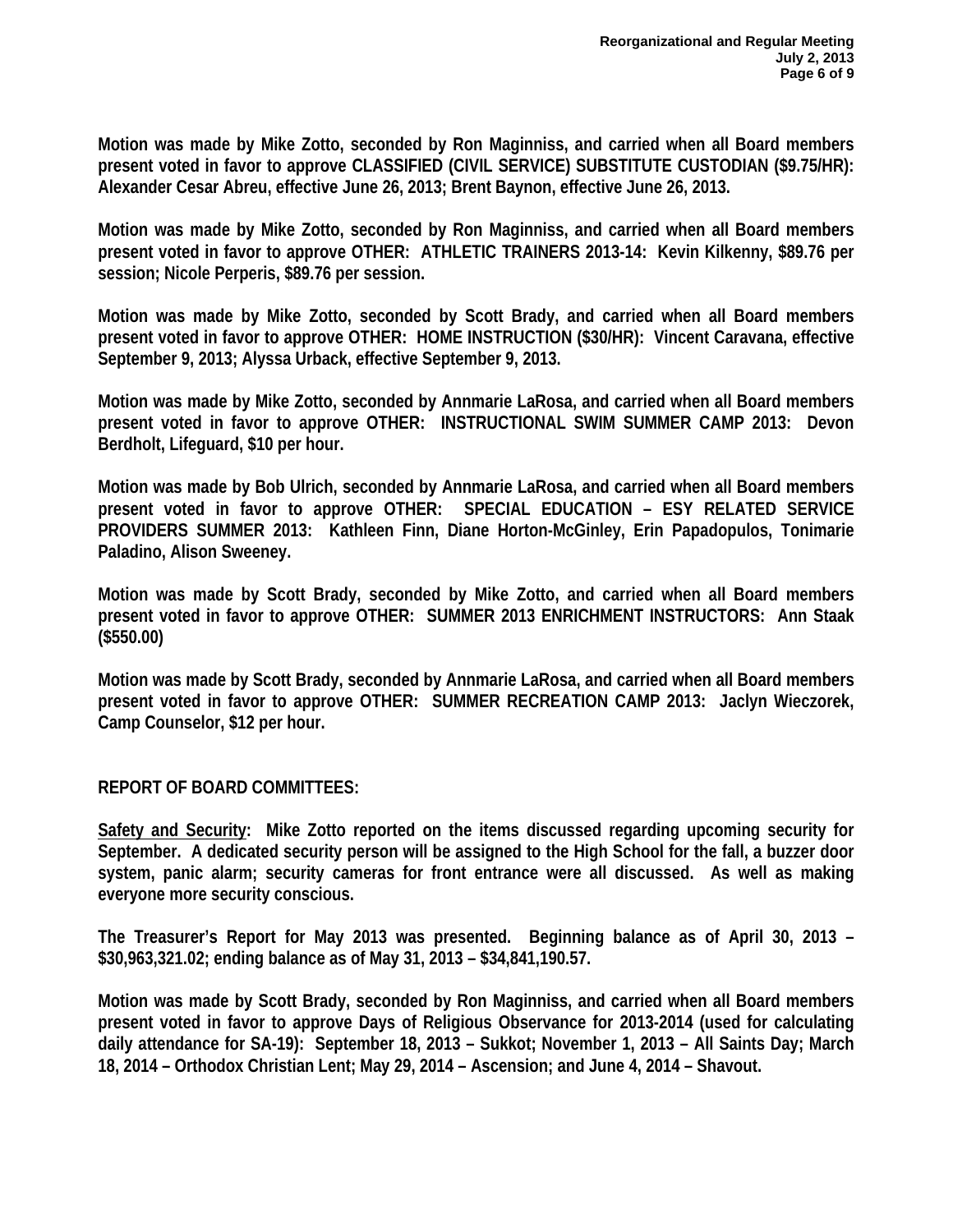**Motion was made by Mike Zotto, seconded by Ron Maginniss, and carried when all Board members present voted in favor to approve CLASSIFIED (CIVIL SERVICE) SUBSTITUTE CUSTODIAN ($9.75/HR): Alexander Cesar Abreu, effective June 26, 2013; Brent Baynon, effective June 26, 2013.**

**Motion was made by Mike Zotto, seconded by Ron Maginniss, and carried when all Board members present voted in favor to approve OTHER: ATHLETIC TRAINERS 2013-14: Kevin Kilkenny, $89.76 per session; Nicole Perperis, $89.76 per session.**

**Motion was made by Mike Zotto, seconded by Scott Brady, and carried when all Board members present voted in favor to approve OTHER: HOME INSTRUCTION ($30/HR): Vincent Caravana, effective September 9, 2013; Alyssa Urback, effective September 9, 2013.**

**Motion was made by Mike Zotto, seconded by Annmarie LaRosa, and carried when all Board members present voted in favor to approve OTHER: INSTRUCTIONAL SWIM SUMMER CAMP 2013: Devon Berdholt, Lifeguard, $10 per hour.**

**Motion was made by Bob Ulrich, seconded by Annmarie LaRosa, and carried when all Board members present voted in favor to approve OTHER: SPECIAL EDUCATION – ESY RELATED SERVICE PROVIDERS SUMMER 2013: Kathleen Finn, Diane Horton-McGinley, Erin Papadopulos, Tonimarie Paladino, Alison Sweeney.**

**Motion was made by Scott Brady, seconded by Mike Zotto, and carried when all Board members present voted in favor to approve OTHER: SUMMER 2013 ENRICHMENT INSTRUCTORS: Ann Staak ($550.00)**

**Motion was made by Scott Brady, seconded by Annmarie LaRosa, and carried when all Board members present voted in favor to approve OTHER: SUMMER RECREATION CAMP 2013: Jaclyn Wieczorek, Camp Counselor, $12 per hour.**

**REPORT OF BOARD COMMITTEES:**

**<u>Safety and Security</u>: Mike Zotto reported on the items discussed regarding upcoming security for September. A dedicated security person will be assigned to the High School for the fall, a buzzer door system, panic alarm; security cameras for front entrance were all discussed. As well as making everyone more security conscious.**

**The Treasurer's Report for May 2013 was presented. Beginning balance as of April 30, 2013 – $30,963,321.02; ending balance as of May 31, 2013 – $34,841,190.57.**

**Motion was made by Scott Brady, seconded by Ron Maginniss, and carried when all Board members present voted in favor to approve Days of Religious Observance for 2013-2014 (used for calculating daily attendance for SA-19): September 18, 2013 – Sukkot; November 1, 2013 – All Saints Day; March 18, 2014 – Orthodox Christian Lent; May 29, 2014 – Ascension; and June 4, 2014 – Shavout.**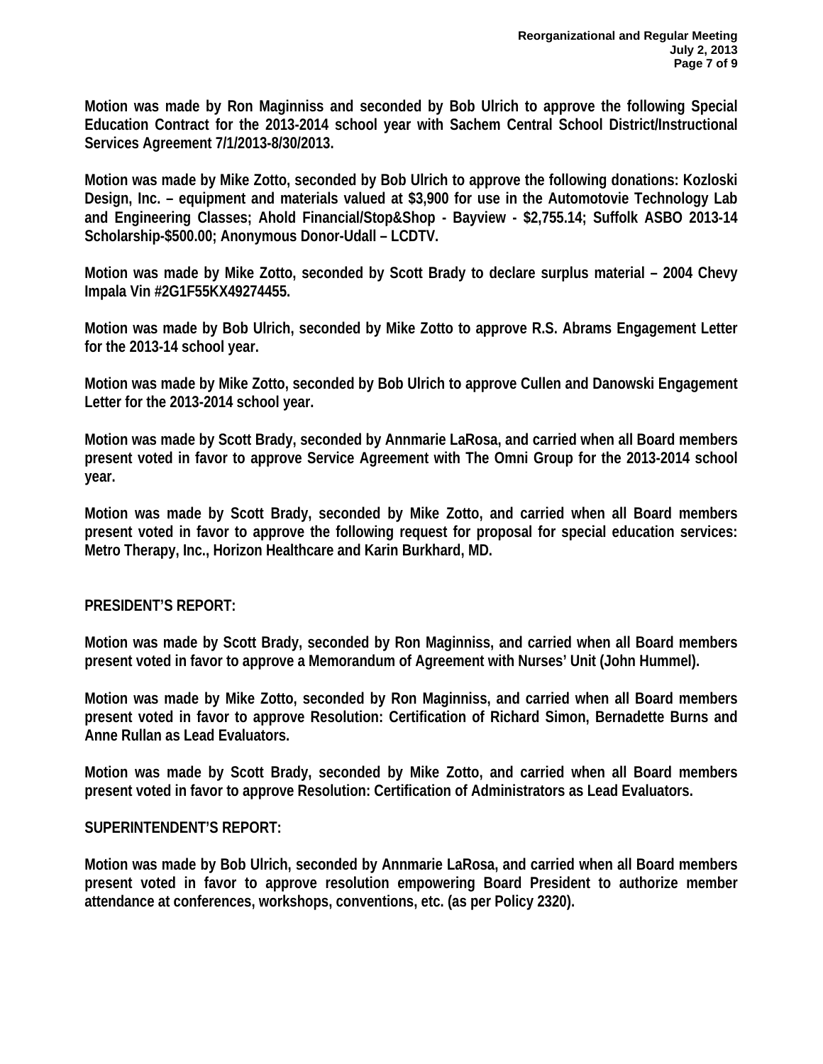**Motion was made by Ron Maginniss and seconded by Bob Ulrich to approve the following Special Education Contract for the 2013-2014 school year with Sachem Central School District/Instructional Services Agreement 7/1/2013-8/30/2013.**

**Motion was made by Mike Zotto, seconded by Bob Ulrich to approve the following donations: Kozloski Design, Inc. – equipment and materials valued at $3,900 for use in the Automotovie Technology Lab and Engineering Classes; Ahold Financial/Stop&Shop - Bayview - $2,755.14; Suffolk ASBO 2013-14 Scholarship-$500.00; Anonymous Donor-Udall – LCDTV.**

**Motion was made by Mike Zotto, seconded by Scott Brady to declare surplus material – 2004 Chevy Impala Vin #2G1F55KX49274455.**

**Motion was made by Bob Ulrich, seconded by Mike Zotto to approve R.S. Abrams Engagement Letter for the 2013-14 school year.**

**Motion was made by Mike Zotto, seconded by Bob Ulrich to approve Cullen and Danowski Engagement Letter for the 2013-2014 school year.**

**Motion was made by Scott Brady, seconded by Annmarie LaRosa, and carried when all Board members present voted in favor to approve Service Agreement with The Omni Group for the 2013-2014 school year.**

**Motion was made by Scott Brady, seconded by Mike Zotto, and carried when all Board members present voted in favor to approve the following request for proposal for special education services: Metro Therapy, Inc., Horizon Healthcare and Karin Burkhard, MD.**

**PRESIDENT'S REPORT:**

**Motion was made by Scott Brady, seconded by Ron Maginniss, and carried when all Board members present voted in favor to approve a Memorandum of Agreement with Nurses' Unit (John Hummel).**

**Motion was made by Mike Zotto, seconded by Ron Maginniss, and carried when all Board members present voted in favor to approve Resolution: Certification of Richard Simon, Bernadette Burns and Anne Rullan as Lead Evaluators.**

**Motion was made by Scott Brady, seconded by Mike Zotto, and carried when all Board members present voted in favor to approve Resolution: Certification of Administrators as Lead Evaluators.**

**SUPERINTENDENT'S REPORT:**

**Motion was made by Bob Ulrich, seconded by Annmarie LaRosa, and carried when all Board members present voted in favor to approve resolution empowering Board President to authorize member attendance at conferences, workshops, conventions, etc. (as per Policy 2320).**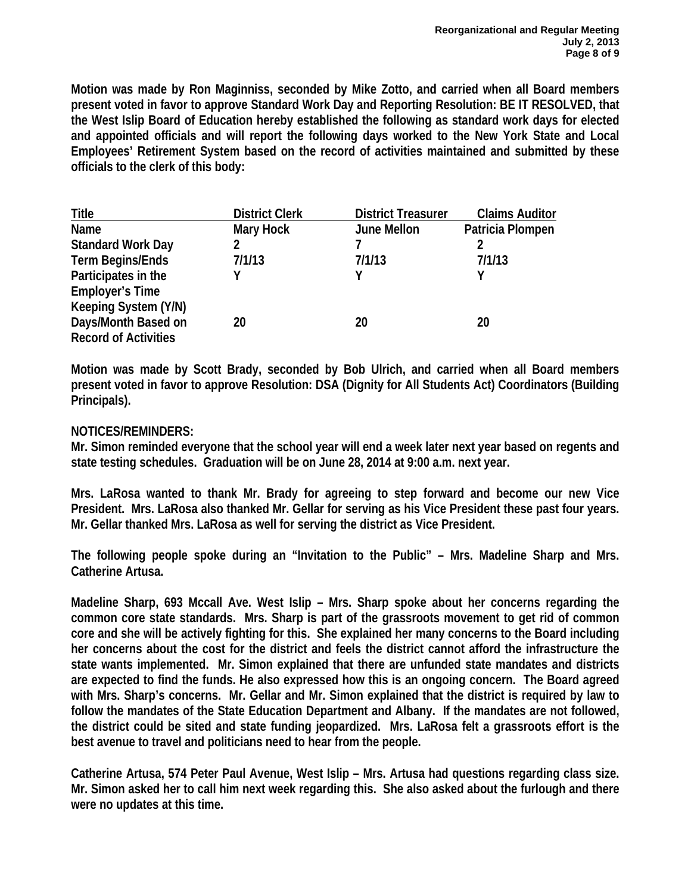**Motion was made by Ron Maginniss, seconded by Mike Zotto, and carried when all Board members present voted in favor to approve Standard Work Day and Reporting Resolution: BE IT RESOLVED, that the West Islip Board of Education hereby established the following as standard work days for elected and appointed officials and will report the following days worked to the New York State and Local Employees' Retirement System based on the record of activities maintained and submitted by these officials to the clerk of this body:**

| **Title** | **District Clerk** | **District Treasurer** | **Claims Auditor** |
|---|---|---|---|
| **Name** | **Mary Hock** | **June Mellon** | **Patricia Plompen** |
| **Standard Work Day** | **2** | **7** | **2** |
| **Term Begins/Ends** | **7/1/13** | **7/1/13** | **7/1/13** |
| **Participates in the Employer's Time Keeping System (Y/N)** | **Y** | **Y** | **Y** |
| **Days/Month Based on Record of Activities** | **20** | **20** | **20** |

**Motion was made by Scott Brady, seconded by Bob Ulrich, and carried when all Board members present voted in favor to approve Resolution: DSA (Dignity for All Students Act) Coordinators (Building Principals).**

**NOTICES/REMINDERS:**
**Mr. Simon reminded everyone that the school year will end a week later next year based on regents and state testing schedules. Graduation will be on June 28, 2014 at 9:00 a.m. next year.**

**Mrs. LaRosa wanted to thank Mr. Brady for agreeing to step forward and become our new Vice President. Mrs. LaRosa also thanked Mr. Gellar for serving as his Vice President these past four years. Mr. Gellar thanked Mrs. LaRosa as well for serving the district as Vice President.**

**The following people spoke during an "Invitation to the Public" – Mrs. Madeline Sharp and Mrs. Catherine Artusa.**

**Madeline Sharp, 693 Mccall Ave. West Islip – Mrs. Sharp spoke about her concerns regarding the common core state standards. Mrs. Sharp is part of the grassroots movement to get rid of common core and she will be actively fighting for this. She explained her many concerns to the Board including her concerns about the cost for the district and feels the district cannot afford the infrastructure the state wants implemented. Mr. Simon explained that there are unfunded state mandates and districts are expected to find the funds. He also expressed how this is an ongoing concern. The Board agreed with Mrs. Sharp's concerns. Mr. Gellar and Mr. Simon explained that the district is required by law to follow the mandates of the State Education Department and Albany. If the mandates are not followed, the district could be sited and state funding jeopardized. Mrs. LaRosa felt a grassroots effort is the best avenue to travel and politicians need to hear from the people.**

**Catherine Artusa, 574 Peter Paul Avenue, West Islip – Mrs. Artusa had questions regarding class size. Mr. Simon asked her to call him next week regarding this. She also asked about the furlough and there were no updates at this time.**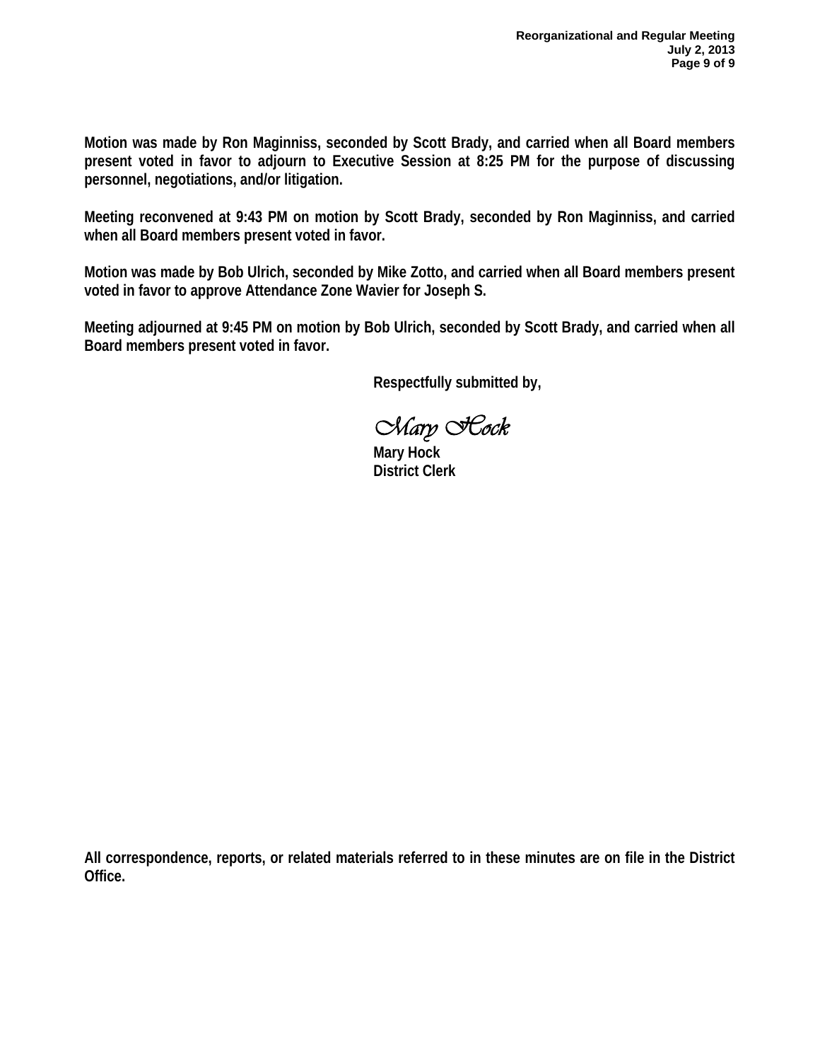**Motion was made by Ron Maginniss, seconded by Scott Brady, and carried when all Board members present voted in favor to adjourn to Executive Session at 8:25 PM for the purpose of discussing personnel, negotiations, and/or litigation.**

**Meeting reconvened at 9:43 PM on motion by Scott Brady, seconded by Ron Maginniss, and carried when all Board members present voted in favor.**

**Motion was made by Bob Ulrich, seconded by Mike Zotto, and carried when all Board members present voted in favor to approve Attendance Zone Wavier for Joseph S.**

**Meeting adjourned at 9:45 PM on motion by Bob Ulrich, seconded by Scott Brady, and carried when all Board members present voted in favor.**

**Respectfully submitted by,**

*Mary Hock*

**Mary Hock**
**District Clerk**

**All correspondence, reports, or related materials referred to in these minutes are on file in the District Office.**